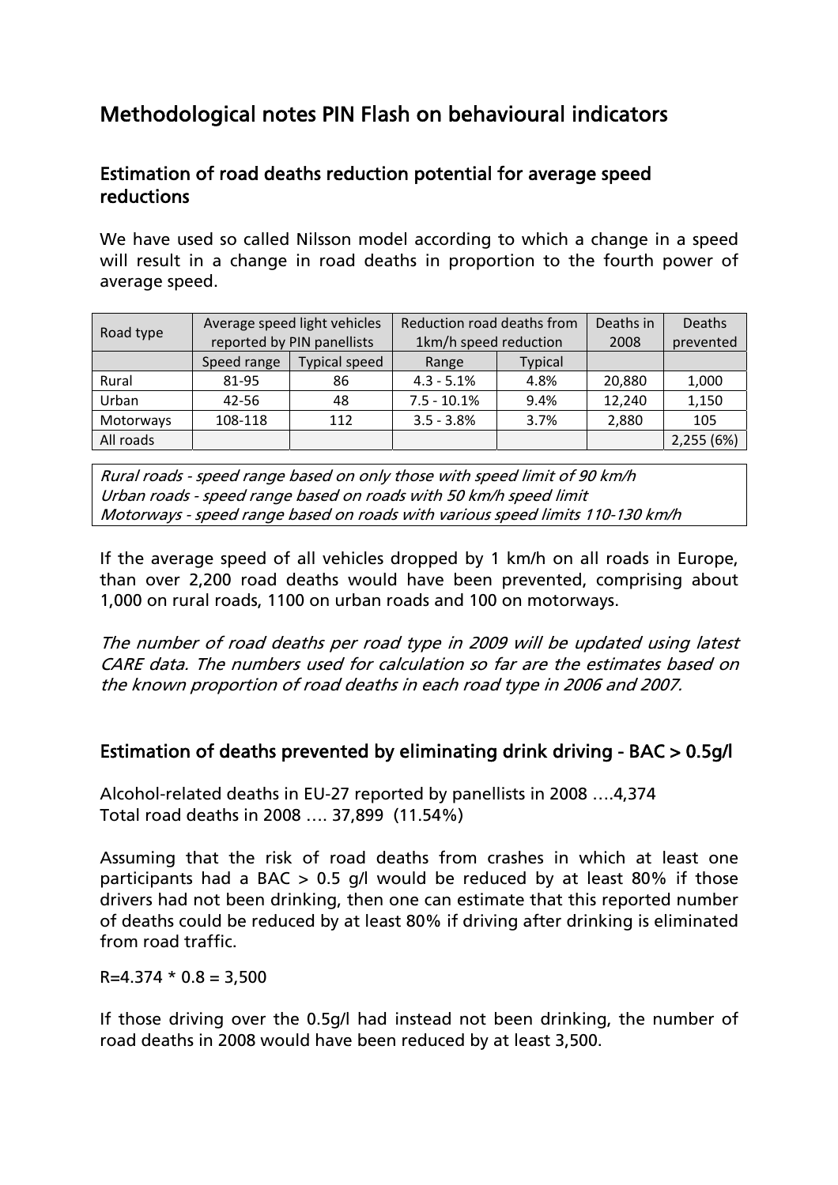# Methodological notes PIN Flash on behavioural indicators

## Estimation of road deaths reduction potential for average speed reductions

We have used so called Nilsson model according to which a change in a speed will result in a change in road deaths in proportion to the fourth power of average speed.

| Road type | Average speed light vehicles reported by PIN panellists | | Reduction road deaths from 1km/h speed reduction | | Deaths in 2008 | Deaths prevented |
|---|---|---|---|---|---|---|
| | Speed range | Typical speed | Range | Typical | | |
| Rural | 81-95 | 86 | 4.3 - 5.1% | 4.8% | 20,880 | 1,000 |
| Urban | 42-56 | 48 | 7.5 - 10.1% | 9.4% | 12,240 | 1,150 |
| Motorways | 108-118 | 112 | 3.5 - 3.8% | 3.7% | 2,880 | 105 |
| All roads | | | | | | 2,255 (6%) |

*Rural roads - speed range based on only those with speed limit of 90 km/h*
*Urban roads - speed range based on roads with 50 km/h speed limit*
*Motorways - speed range based on roads with various speed limits 110-130 km/h*

If the average speed of all vehicles dropped by 1 km/h on all roads in Europe, than over 2,200 road deaths would have been prevented, comprising about 1,000 on rural roads, 1100 on urban roads and 100 on motorways.

*The number of road deaths per road type in 2009 will be updated using latest CARE data. The numbers used for calculation so far are the estimates based on the known proportion of road deaths in each road type in 2006 and 2007.*

## Estimation of deaths prevented by eliminating drink driving - BAC > 0.5g/l

Alcohol-related deaths in EU-27 reported by panellists in 2008 ….4,374
Total road deaths in 2008 …. 37,899 (11.54%)

Assuming that the risk of road deaths from crashes in which at least one participants had a BAC > 0.5 g/l would be reduced by at least 80% if those drivers had not been drinking, then one can estimate that this reported number of deaths could be reduced by at least 80% if driving after drinking is eliminated from road traffic.

R=4.374 * 0.8 = 3,500

If those driving over the 0.5g/l had instead not been drinking, the number of road deaths in 2008 would have been reduced by at least 3,500.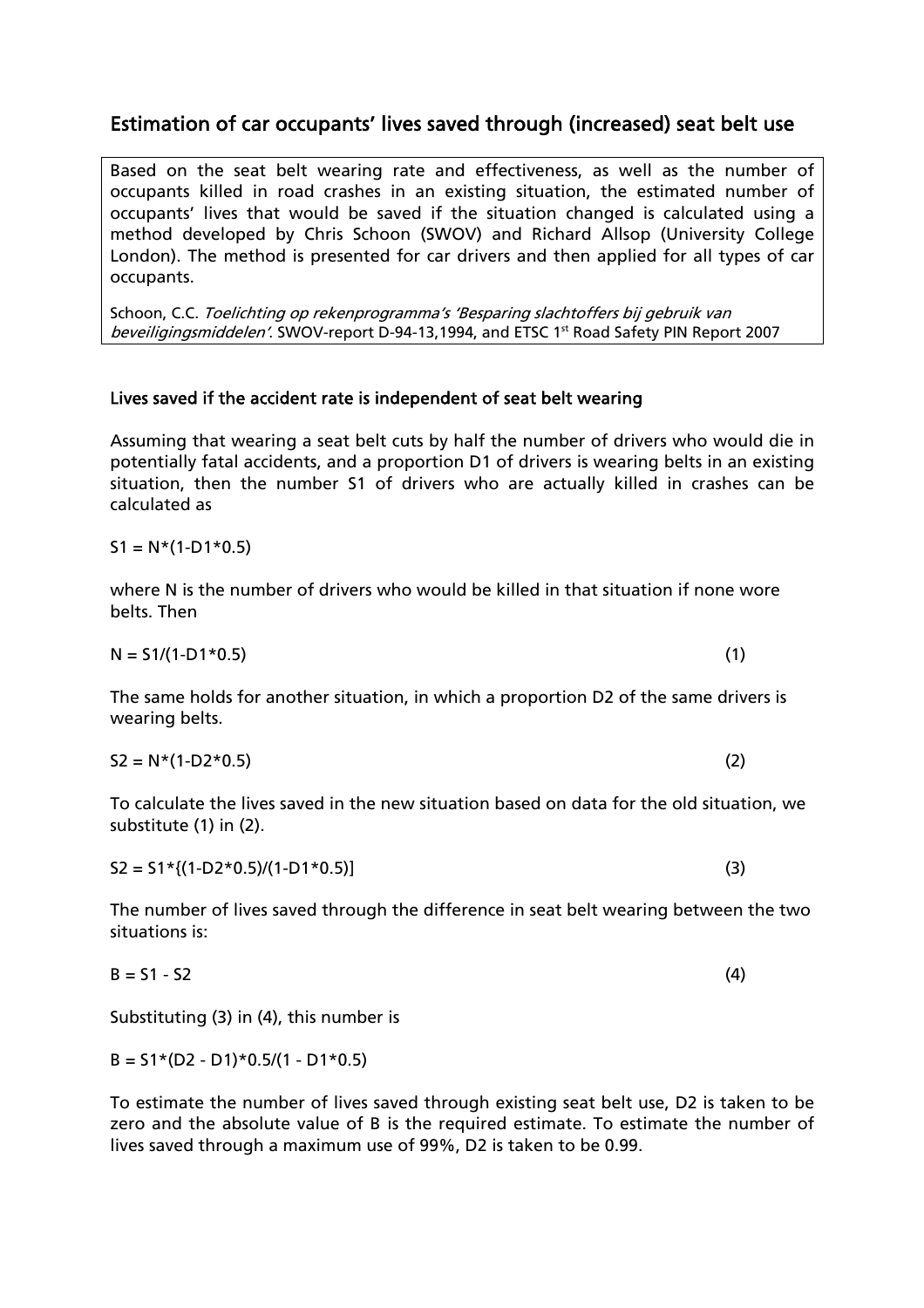## Estimation of car occupants' lives saved through (increased) seat belt use

Based on the seat belt wearing rate and effectiveness, as well as the number of occupants killed in road crashes in an existing situation, the estimated number of occupants' lives that would be saved if the situation changed is calculated using a method developed by Chris Schoon (SWOV) and Richard Allsop (University College London). The method is presented for car drivers and then applied for all types of car occupants.

Schoon, C.C. *Toelichting op rekenprogramma's 'Besparing slachtoffers bij gebruik van beveiligingsmiddelen'*. SWOV-report D-94-13,1994, and ETSC 1st Road Safety PIN Report 2007

### Lives saved if the accident rate is independent of seat belt wearing

Assuming that wearing a seat belt cuts by half the number of drivers who would die in potentially fatal accidents, and a proportion D1 of drivers is wearing belts in an existing situation, then the number S1 of drivers who are actually killed in crashes can be calculated as

$$S1 = N*(1-D1*0.5)$$

where N is the number of drivers who would be killed in that situation if none wore belts. Then

$$N = S1/(1-D1*0.5) \qquad (1)$$

The same holds for another situation, in which a proportion D2 of the same drivers is wearing belts.

$$S2 = N*(1-D2*0.5) \qquad (2)$$

To calculate the lives saved in the new situation based on data for the old situation, we substitute (1) in (2).

$$S2 = S1*\{(1-D2*0.5)/(1-D1*0.5)] \qquad (3)$$

The number of lives saved through the difference in seat belt wearing between the two situations is:

$$B = S1 - S2 \qquad (4)$$

Substituting (3) in (4), this number is

$$B = S1*(D2 - D1)*0.5/(1 - D1*0.5)$$

To estimate the number of lives saved through existing seat belt use, D2 is taken to be zero and the absolute value of B is the required estimate. To estimate the number of lives saved through a maximum use of 99%, D2 is taken to be 0.99.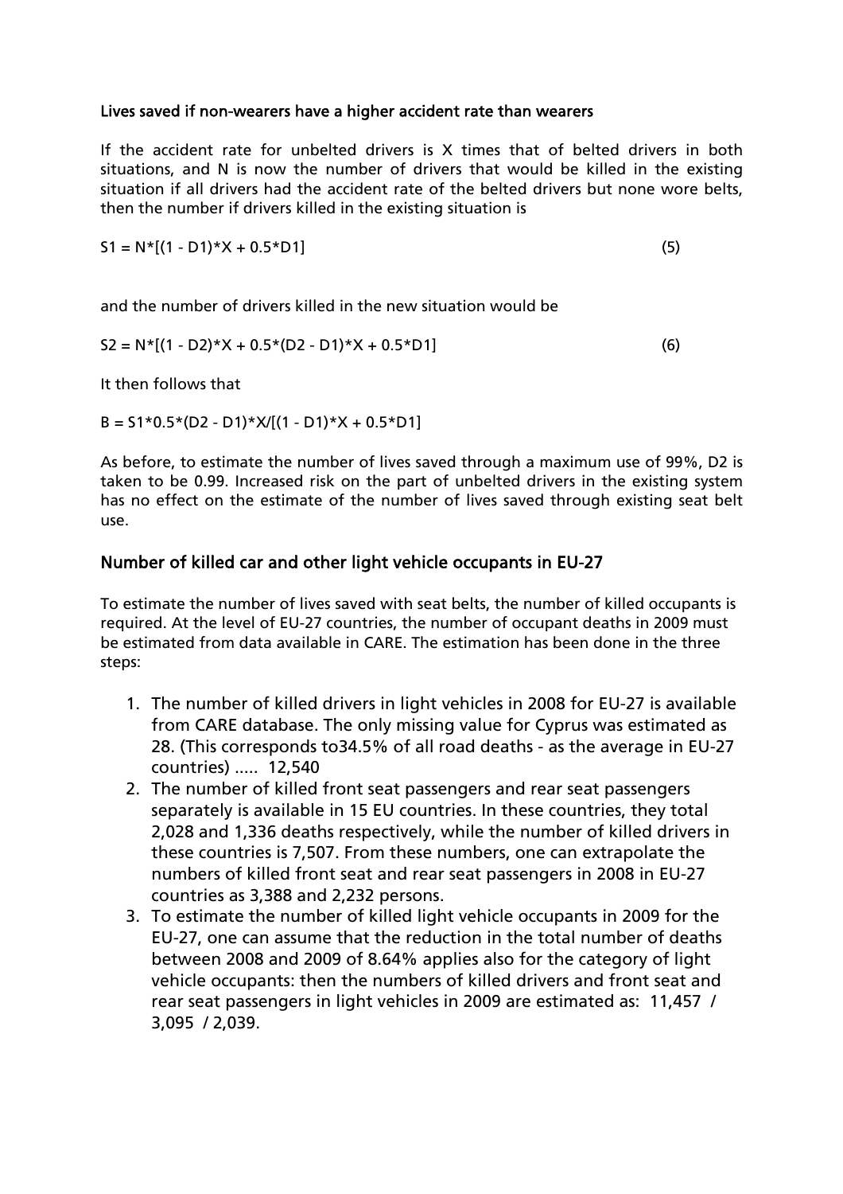### Lives saved if non-wearers have a higher accident rate than wearers

If the accident rate for unbelted drivers is X times that of belted drivers in both situations, and N is now the number of drivers that would be killed in the existing situation if all drivers had the accident rate of the belted drivers but none wore belts, then the number if drivers killed in the existing situation is

$$S1 = N*[(1 - D1)*X + 0.5*D1] \quad (5)$$

and the number of drivers killed in the new situation would be

$$S2 = N*[(1 - D2)*X + 0.5*(D2 - D1)*X + 0.5*D1] \quad (6)$$

It then follows that

$$B = S1*0.5*(D2 - D1)*X/[(1 - D1)*X + 0.5*D1]$$

As before, to estimate the number of lives saved through a maximum use of 99%, D2 is taken to be 0.99. Increased risk on the part of unbelted drivers in the existing system has no effect on the estimate of the number of lives saved through existing seat belt use.

## Number of killed car and other light vehicle occupants in EU-27

To estimate the number of lives saved with seat belts, the number of killed occupants is required. At the level of EU-27 countries, the number of occupant deaths in 2009 must be estimated from data available in CARE. The estimation has been done in the three steps:

1. The number of killed drivers in light vehicles in 2008 for EU-27 is available from CARE database. The only missing value for Cyprus was estimated as 28. (This corresponds to34.5% of all road deaths - as the average in EU-27 countries) ..... 12,540
2. The number of killed front seat passengers and rear seat passengers separately is available in 15 EU countries. In these countries, they total 2,028 and 1,336 deaths respectively, while the number of killed drivers in these countries is 7,507. From these numbers, one can extrapolate the numbers of killed front seat and rear seat passengers in 2008 in EU-27 countries as 3,388 and 2,232 persons.
3. To estimate the number of killed light vehicle occupants in 2009 for the EU-27, one can assume that the reduction in the total number of deaths between 2008 and 2009 of 8.64% applies also for the category of light vehicle occupants: then the numbers of killed drivers and front seat and rear seat passengers in light vehicles in 2009 are estimated as: 11,457 / 3,095 / 2,039.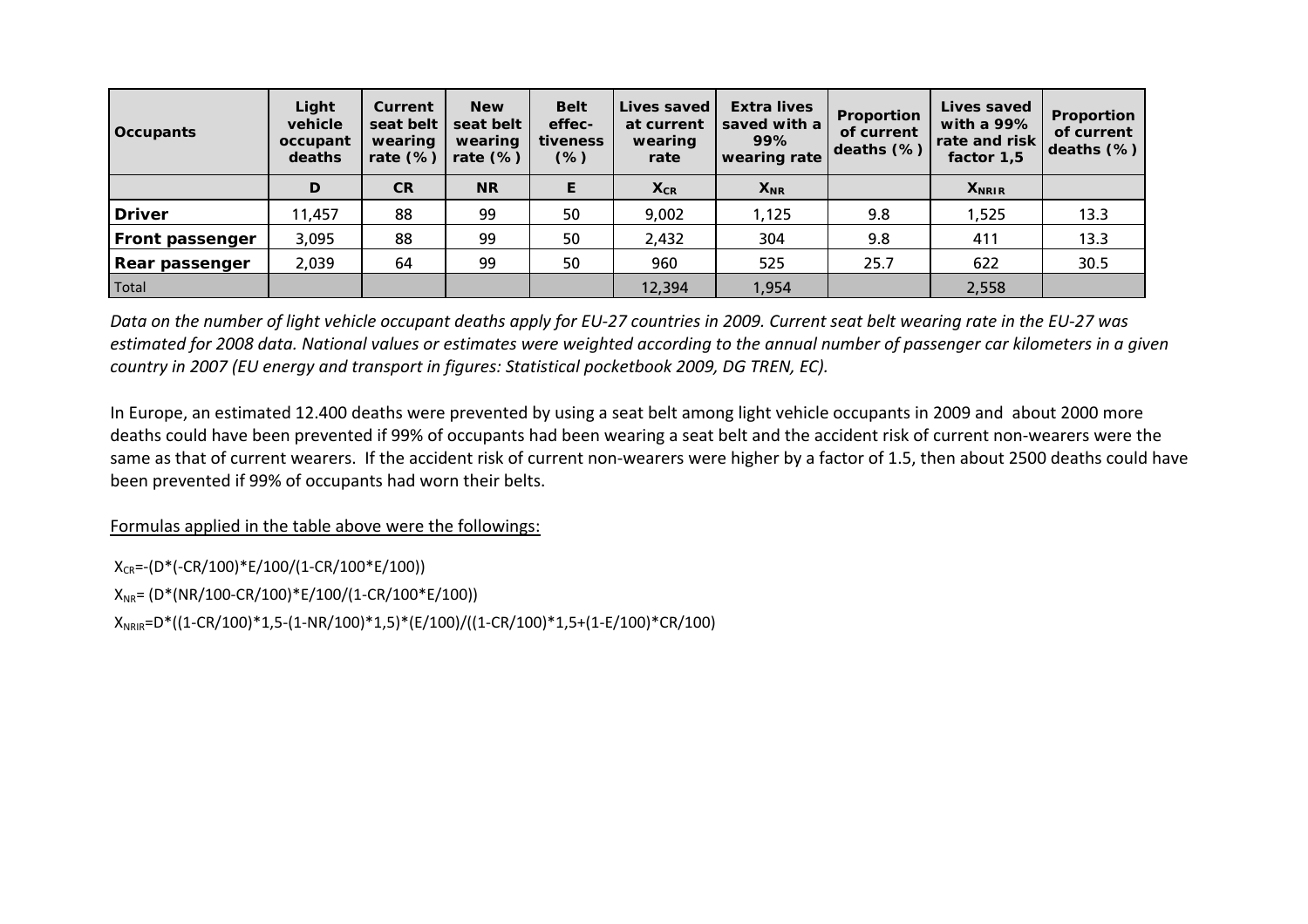| Occupants | Light vehicle occupant deaths | Current seat belt wearing rate (%) | New seat belt wearing rate (%) | Belt effec- tiveness (%) | Lives saved at current wearing rate | Extra lives saved with a 99% wearing rate | Proportion of current deaths (%) | Lives saved with a 99% rate and risk factor 1,5 | Proportion of current deaths (%) |
|---|---|---|---|---|---|---|---|---|---|
| | D | CR | NR | E | $X_{CR}$ | $X_{NR}$ | | $X_{NRIR}$ | |
| **Driver** | 11,457 | 88 | 99 | 50 | 9,002 | 1,125 | 9.8 | 1,525 | 13.3 |
| **Front passenger** | 3,095 | 88 | 99 | 50 | 2,432 | 304 | 9.8 | 411 | 13.3 |
| **Rear passenger** | 2,039 | 64 | 99 | 50 | 960 | 525 | 25.7 | 622 | 30.5 |
| Total | | | | | 12,394 | 1,954 | | 2,558 | |

*Data on the number of light vehicle occupant deaths apply for EU-27 countries in 2009. Current seat belt wearing rate in the EU-27 was estimated for 2008 data. National values or estimates were weighted according to the annual number of passenger car kilometers in a given country in 2007 (EU energy and transport in figures: Statistical pocketbook 2009, DG TREN, EC).*

In Europe, an estimated 12.400 deaths were prevented by using a seat belt among light vehicle occupants in 2009 and about 2000 more deaths could have been prevented if 99% of occupants had been wearing a seat belt and the accident risk of current non-wearers were the same as that of current wearers. If the accident risk of current non-wearers were higher by a factor of 1.5, then about 2500 deaths could have been prevented if 99% of occupants had worn their belts.

Formulas applied in the table above were the followings:

$X_{CR}$=-(D*(-CR/100)*E/100/(1-CR/100*E/100))

$X_{NR}$= (D*(NR/100-CR/100)*E/100/(1-CR/100*E/100))

$X_{NRIR}$=D*((1-CR/100)*1,5-(1-NR/100)*1,5)*(E/100)/((1-CR/100)*1,5+(1-E/100)*CR/100)